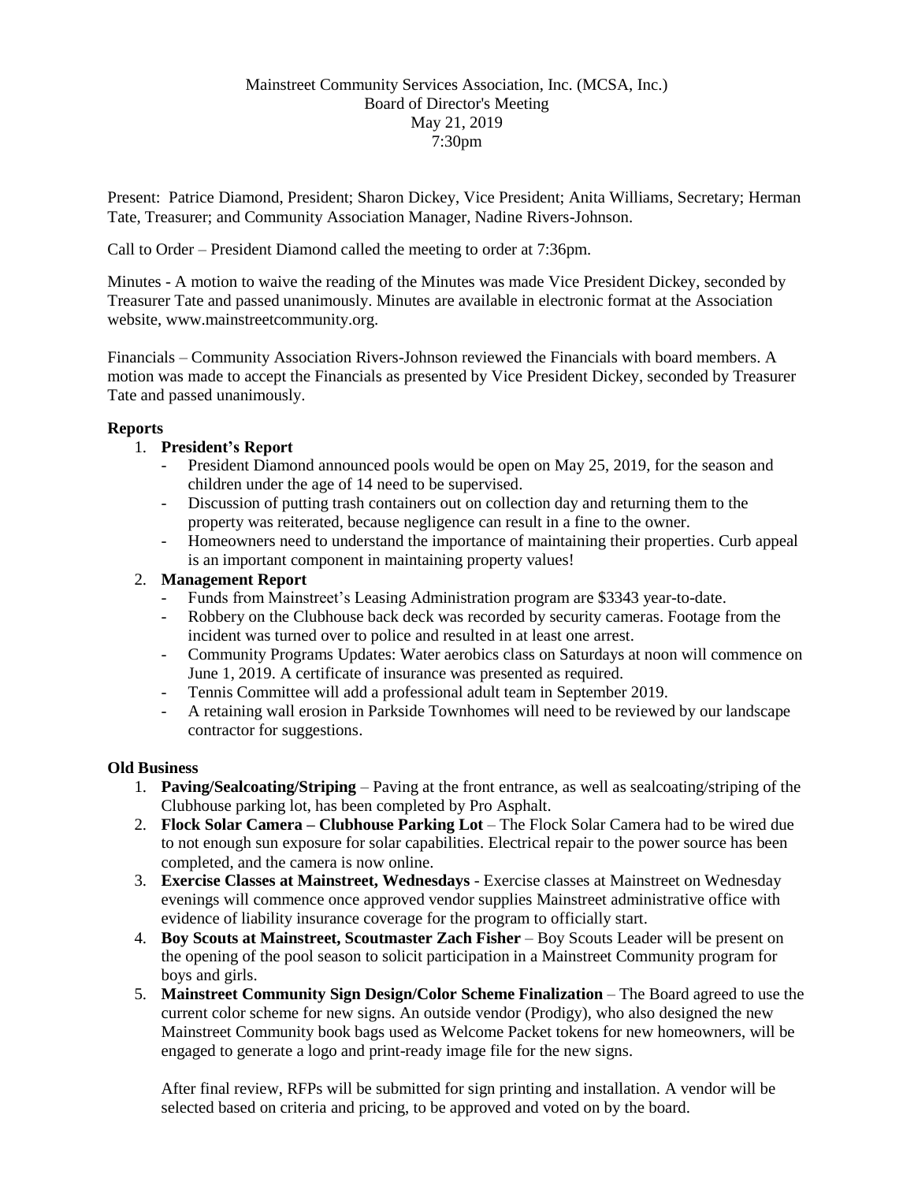Mainstreet Community Services Association, Inc. (MCSA, Inc.)
Board of Director's Meeting
May 21, 2019
7:30pm

Present: Patrice Diamond, President; Sharon Dickey, Vice President; Anita Williams, Secretary; Herman Tate, Treasurer; and Community Association Manager, Nadine Rivers-Johnson.

Call to Order – President Diamond called the meeting to order at 7:36pm.

Minutes - A motion to waive the reading of the Minutes was made Vice President Dickey, seconded by Treasurer Tate and passed unanimously. Minutes are available in electronic format at the Association website, www.mainstreetcommunity.org.

Financials – Community Association Rivers-Johnson reviewed the Financials with board members. A motion was made to accept the Financials as presented by Vice President Dickey, seconded by Treasurer Tate and passed unanimously.

**Reports**

1. **President's Report**
   - President Diamond announced pools would be open on May 25, 2019, for the season and children under the age of 14 need to be supervised.
   - Discussion of putting trash containers out on collection day and returning them to the property was reiterated, because negligence can result in a fine to the owner.
   - Homeowners need to understand the importance of maintaining their properties. Curb appeal is an important component in maintaining property values!
2. **Management Report**
   - Funds from Mainstreet's Leasing Administration program are $3343 year-to-date.
   - Robbery on the Clubhouse back deck was recorded by security cameras. Footage from the incident was turned over to police and resulted in at least one arrest.
   - Community Programs Updates: Water aerobics class on Saturdays at noon will commence on June 1, 2019. A certificate of insurance was presented as required.
   - Tennis Committee will add a professional adult team in September 2019.
   - A retaining wall erosion in Parkside Townhomes will need to be reviewed by our landscape contractor for suggestions.

**Old Business**

1. **Paving/Sealcoating/Striping** – Paving at the front entrance, as well as sealcoating/striping of the Clubhouse parking lot, has been completed by Pro Asphalt.
2. **Flock Solar Camera – Clubhouse Parking Lot** – The Flock Solar Camera had to be wired due to not enough sun exposure for solar capabilities. Electrical repair to the power source has been completed, and the camera is now online.
3. **Exercise Classes at Mainstreet, Wednesdays** - Exercise classes at Mainstreet on Wednesday evenings will commence once approved vendor supplies Mainstreet administrative office with evidence of liability insurance coverage for the program to officially start.
4. **Boy Scouts at Mainstreet, Scoutmaster Zach Fisher** – Boy Scouts Leader will be present on the opening of the pool season to solicit participation in a Mainstreet Community program for boys and girls.
5. **Mainstreet Community Sign Design/Color Scheme Finalization** – The Board agreed to use the current color scheme for new signs. An outside vendor (Prodigy), who also designed the new Mainstreet Community book bags used as Welcome Packet tokens for new homeowners, will be engaged to generate a logo and print-ready image file for the new signs.

   After final review, RFPs will be submitted for sign printing and installation. A vendor will be selected based on criteria and pricing, to be approved and voted on by the board.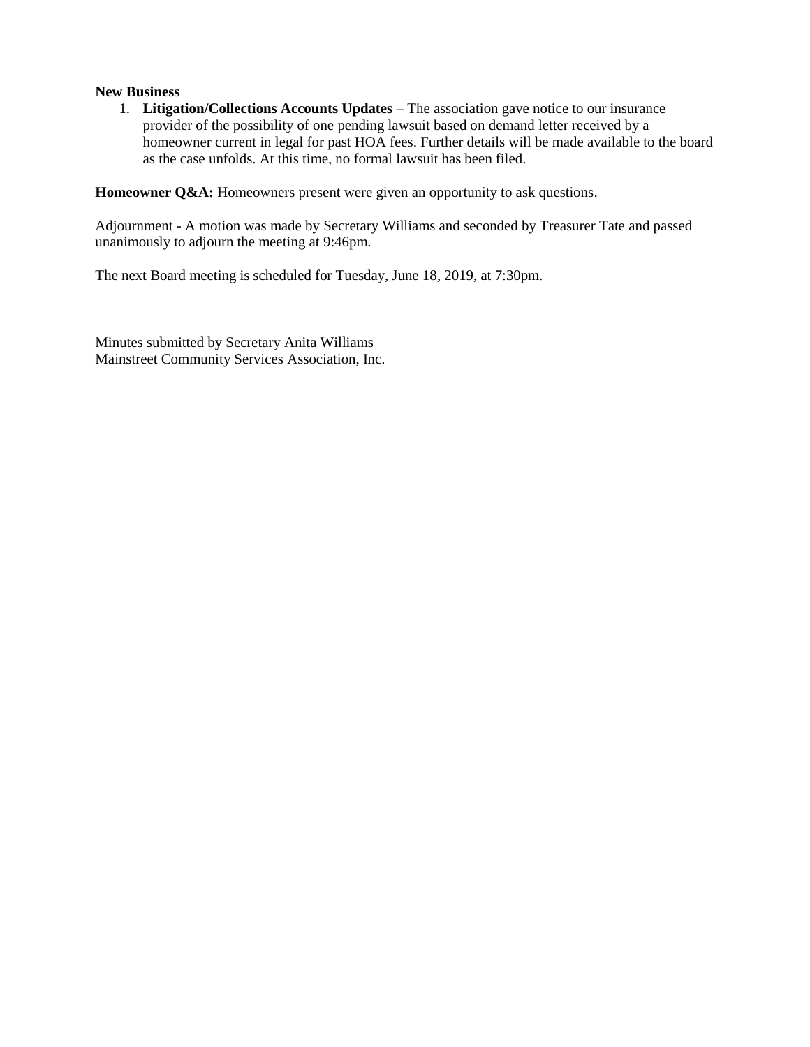**New Business**

1. **Litigation/Collections Accounts Updates** – The association gave notice to our insurance provider of the possibility of one pending lawsuit based on demand letter received by a homeowner current in legal for past HOA fees. Further details will be made available to the board as the case unfolds. At this time, no formal lawsuit has been filed.

**Homeowner Q&A:** Homeowners present were given an opportunity to ask questions.

Adjournment - A motion was made by Secretary Williams and seconded by Treasurer Tate and passed unanimously to adjourn the meeting at 9:46pm.

The next Board meeting is scheduled for Tuesday, June 18, 2019, at 7:30pm.

Minutes submitted by Secretary Anita Williams  
Mainstreet Community Services Association, Inc.